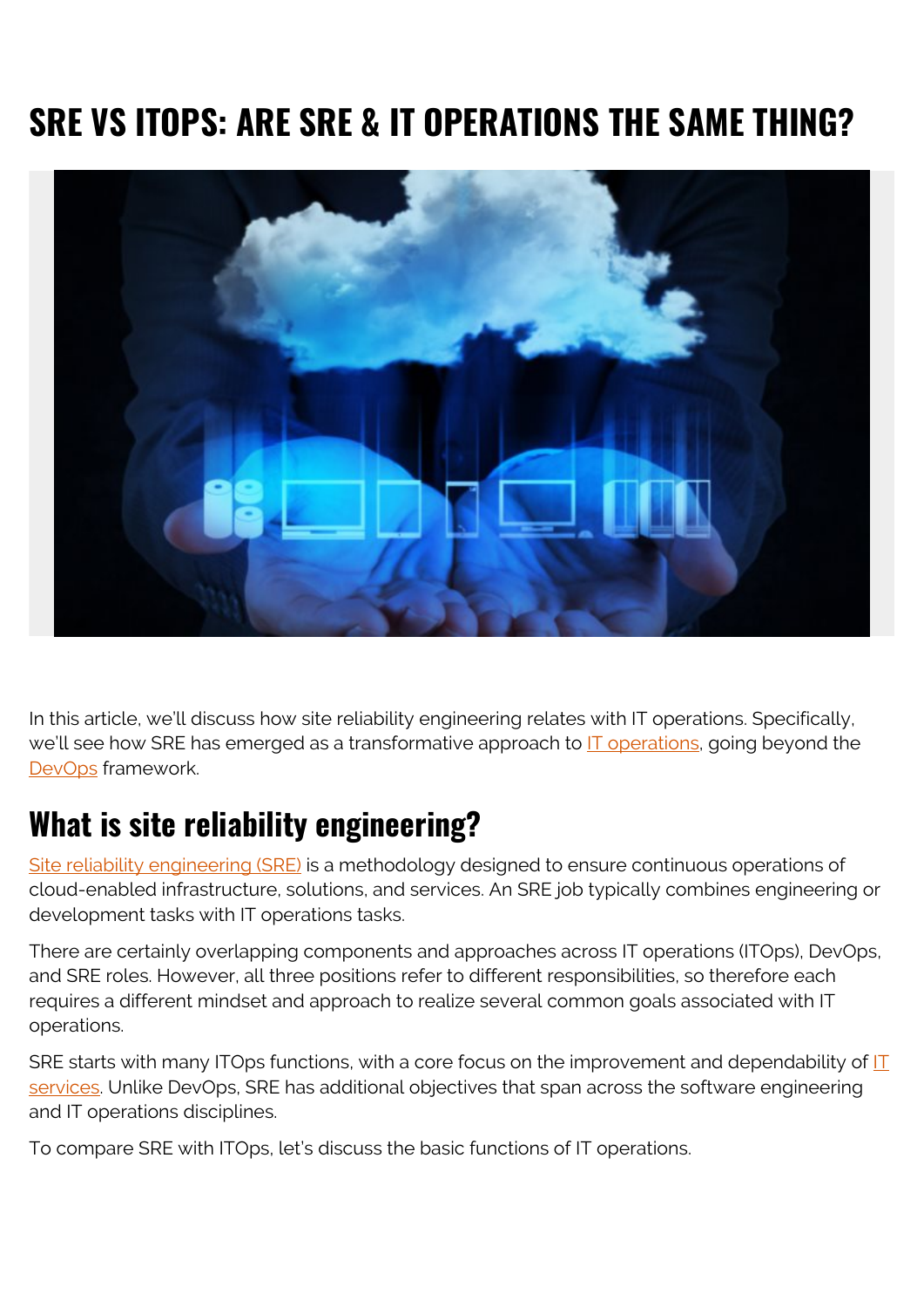# SRE VS ITOPS: ARE SRE & IT OPERATIONS THE SAME THING?

In this article, we'll discuss how site reliability engineering relates with IT operations. Specifically, we'll see how SRE has emerged as a transformative approach to IT operations, going beyond the DevOps framework.

## What is site reliability engineering?

Site reliability engineering (SRE) is a methodology designed to ensure continuous operations of cloud-enabled infrastructure, solutions, and services. An SRE job typically combines engineering or development tasks with IT operations tasks.

There are certainly overlapping components and approaches across IT operations (ITOps), DevOps, and SRE roles. However, all three positions refer to different responsibilities, so therefore each requires a different mindset and approach to realize several common goals associated with IT operations.

SRE starts with many ITOps functions, with a core focus on the improvement and dependability of IT services. Unlike DevOps, SRE has additional objectives that span across the software engineering and IT operations disciplines.

To compare SRE with ITOps, let's discuss the basic functions of IT operations.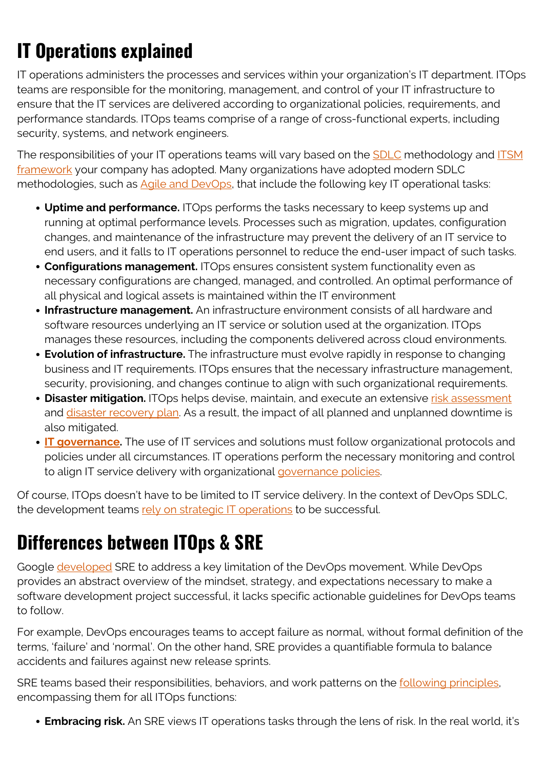## IT Operations explained

IT operations administers the processes and services within your organization's IT department. ITOps teams are responsible for the monitoring, management, and control of your IT infrastructure to ensure that the IT services are delivered according to organizational policies, requirements, and performance standards. ITOps teams comprise of a range of cross-functional experts, including security, systems, and network engineers.

The responsibilities of your IT operations teams will vary based on the SDLC methodology and ITSM framework your company has adopted. Many organizations have adopted modern SDLC methodologies, such as Agile and DevOps, that include the following key IT operational tasks:

- **Uptime and performance.** ITOps performs the tasks necessary to keep systems up and running at optimal performance levels. Processes such as migration, updates, configuration changes, and maintenance of the infrastructure may prevent the delivery of an IT service to end users, and it falls to IT operations personnel to reduce the end-user impact of such tasks.
- **Configurations management.** ITOps ensures consistent system functionality even as necessary configurations are changed, managed, and controlled. An optimal performance of all physical and logical assets is maintained within the IT environment
- **Infrastructure management.** An infrastructure environment consists of all hardware and software resources underlying an IT service or solution used at the organization. ITOps manages these resources, including the components delivered across cloud environments.
- **Evolution of infrastructure.** The infrastructure must evolve rapidly in response to changing business and IT requirements. ITOps ensures that the necessary infrastructure management, security, provisioning, and changes continue to align with such organizational requirements.
- **Disaster mitigation.** ITOps helps devise, maintain, and execute an extensive risk assessment and disaster recovery plan. As a result, the impact of all planned and unplanned downtime is also mitigated.
- **IT governance.** The use of IT services and solutions must follow organizational protocols and policies under all circumstances. IT operations perform the necessary monitoring and control to align IT service delivery with organizational governance policies.

Of course, ITOps doesn't have to be limited to IT service delivery. In the context of DevOps SDLC, the development teams rely on strategic IT operations to be successful.

## Differences between ITOps & SRE

Google developed SRE to address a key limitation of the DevOps movement. While DevOps provides an abstract overview of the mindset, strategy, and expectations necessary to make a software development project successful, it lacks specific actionable guidelines for DevOps teams to follow.

For example, DevOps encourages teams to accept failure as normal, without formal definition of the terms, 'failure' and 'normal'. On the other hand, SRE provides a quantifiable formula to balance accidents and failures against new release sprints.

SRE teams based their responsibilities, behaviors, and work patterns on the following principles, encompassing them for all ITOps functions:

- **Embracing risk.** An SRE views IT operations tasks through the lens of risk. In the real world, it's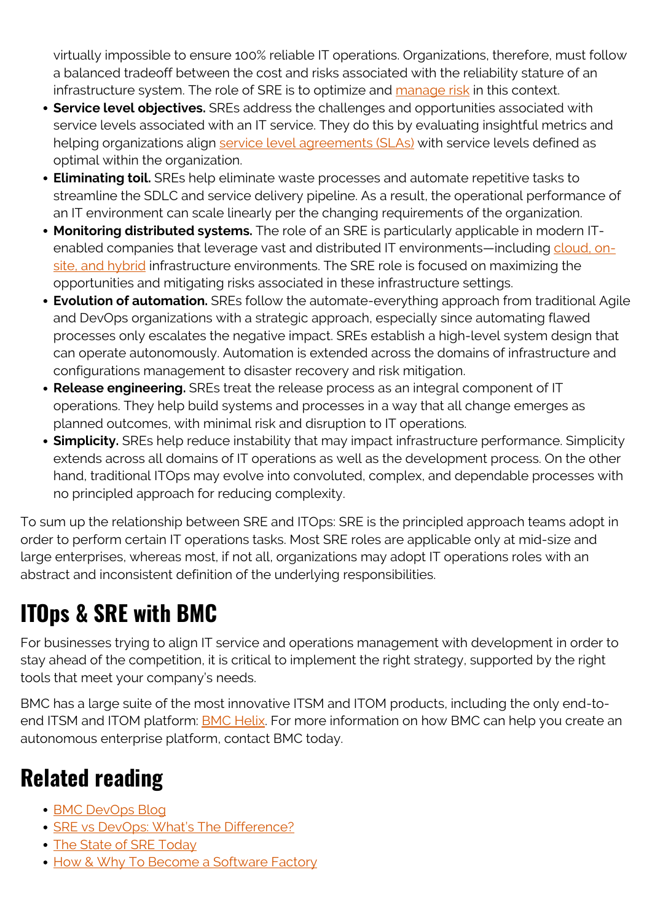virtually impossible to ensure 100% reliable IT operations. Organizations, therefore, must follow a balanced tradeoff between the cost and risks associated with the reliability stature of an infrastructure system. The role of SRE is to optimize and manage risk in this context.

- **Service level objectives.** SREs address the challenges and opportunities associated with service levels associated with an IT service. They do this by evaluating insightful metrics and helping organizations align service level agreements (SLAs) with service levels defined as optimal within the organization.
- **Eliminating toil.** SREs help eliminate waste processes and automate repetitive tasks to streamline the SDLC and service delivery pipeline. As a result, the operational performance of an IT environment can scale linearly per the changing requirements of the organization.
- **Monitoring distributed systems.** The role of an SRE is particularly applicable in modern IT-enabled companies that leverage vast and distributed IT environments—including cloud, on-site, and hybrid infrastructure environments. The SRE role is focused on maximizing the opportunities and mitigating risks associated in these infrastructure settings.
- **Evolution of automation.** SREs follow the automate-everything approach from traditional Agile and DevOps organizations with a strategic approach, especially since automating flawed processes only escalates the negative impact. SREs establish a high-level system design that can operate autonomously. Automation is extended across the domains of infrastructure and configurations management to disaster recovery and risk mitigation.
- **Release engineering.** SREs treat the release process as an integral component of IT operations. They help build systems and processes in a way that all change emerges as planned outcomes, with minimal risk and disruption to IT operations.
- **Simplicity.** SREs help reduce instability that may impact infrastructure performance. Simplicity extends across all domains of IT operations as well as the development process. On the other hand, traditional ITOps may evolve into convoluted, complex, and dependable processes with no principled approach for reducing complexity.

To sum up the relationship between SRE and ITOps: SRE is the principled approach teams adopt in order to perform certain IT operations tasks. Most SRE roles are applicable only at mid-size and large enterprises, whereas most, if not all, organizations may adopt IT operations roles with an abstract and inconsistent definition of the underlying responsibilities.

## ITOps & SRE with BMC

For businesses trying to align IT service and operations management with development in order to stay ahead of the competition, it is critical to implement the right strategy, supported by the right tools that meet your company's needs.

BMC has a large suite of the most innovative ITSM and ITOM products, including the only end-to-end ITSM and ITOM platform: BMC Helix. For more information on how BMC can help you create an autonomous enterprise platform, contact BMC today.

## Related reading

- BMC DevOps Blog
- SRE vs DevOps: What's The Difference?
- The State of SRE Today
- How & Why To Become a Software Factory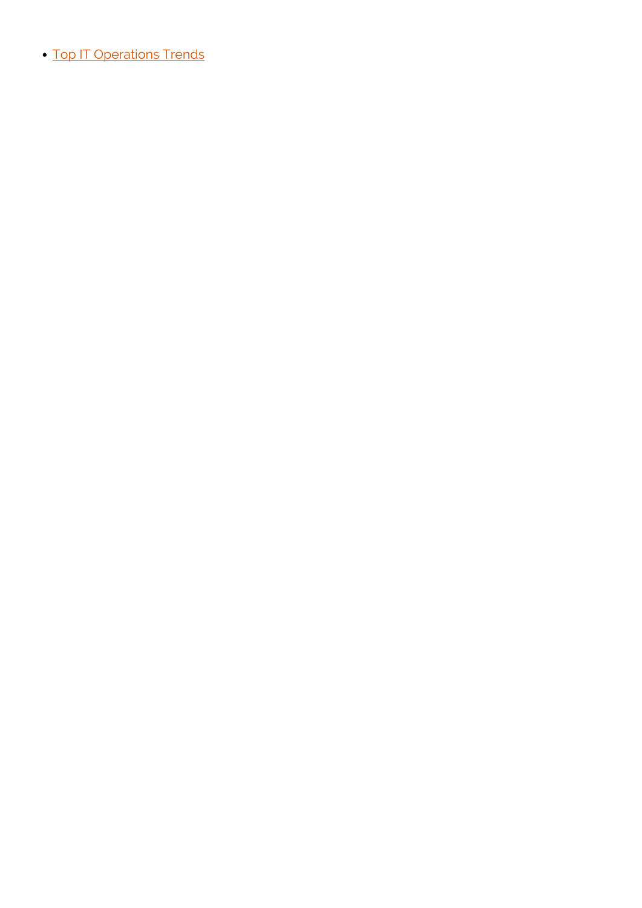- Top IT Operations Trends